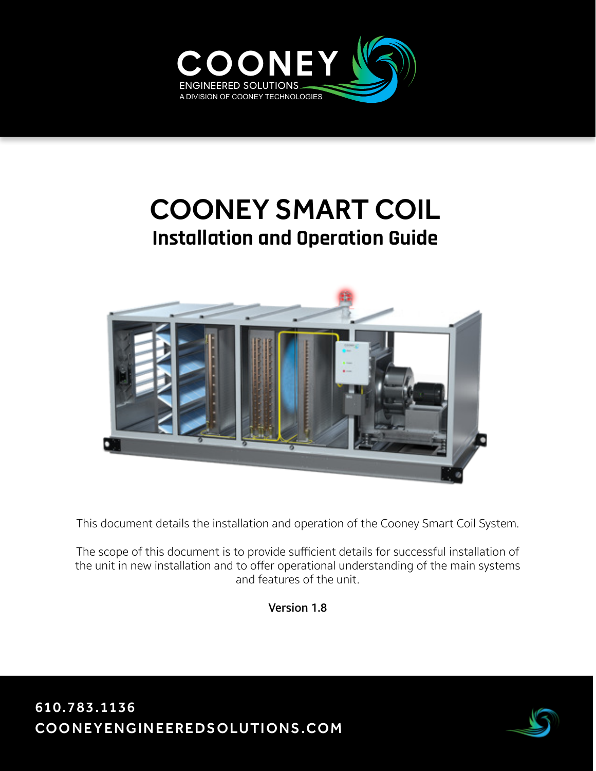COONEY

ENGINEERED SOLUTIONS

A DIVISION OF COONEY TECHNOLOGIES

# COONEY SMART COIL

## Installation and Operation Guide

This document details the installation and operation of the Cooney Smart Coil System.

The scope of this document is to provide sufficient details for successful installation of the unit in new installation and to offer operational understanding of the main systems and features of the unit.

**Version 1.8**

**610.783.1136**

**COONEYENGINEEREDSOLUTIONS.COM**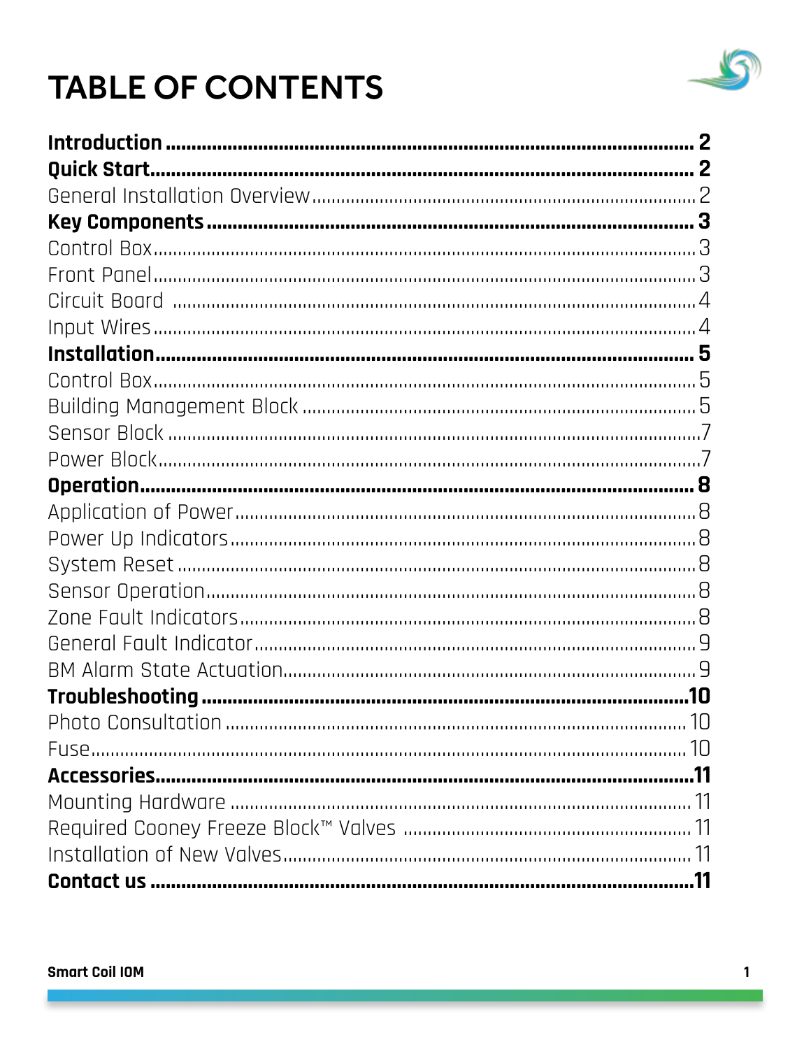# TABLE OF CONTENTS

**Introduction** ........................................................................................ **2**
**Quick Start** ........................................................................................ **2**
General Installation Overview ........................................................................................ 2
**Key Components** ........................................................................................ **3**
Control Box ........................................................................................ 3
Front Panel ........................................................................................ 3
Circuit Board ........................................................................................ 4
Input Wires ........................................................................................ 4
**Installation** ........................................................................................ **5**
Control Box ........................................................................................ 5
Building Management Block ........................................................................................ 5
Sensor Block ........................................................................................ 7
Power Block ........................................................................................ 7
**Operation** ........................................................................................ **8**
Application of Power ........................................................................................ 8
Power Up Indicators ........................................................................................ 8
System Reset ........................................................................................ 8
Sensor Operation ........................................................................................ 8
Zone Fault Indicators ........................................................................................ 8
General Fault Indicator ........................................................................................ 9
BM Alarm State Actuation ........................................................................................ 9
**Troubleshooting** ........................................................................................ **10**
Photo Consultation ........................................................................................ 10
Fuse ........................................................................................ 10
**Accessories** ........................................................................................ **11**
Mounting Hardware ........................................................................................ 11
Required Cooney Freeze Block™ Valves ........................................................................................ 11
Installation of New Valves ........................................................................................ 11
**Contact us** ........................................................................................ **11**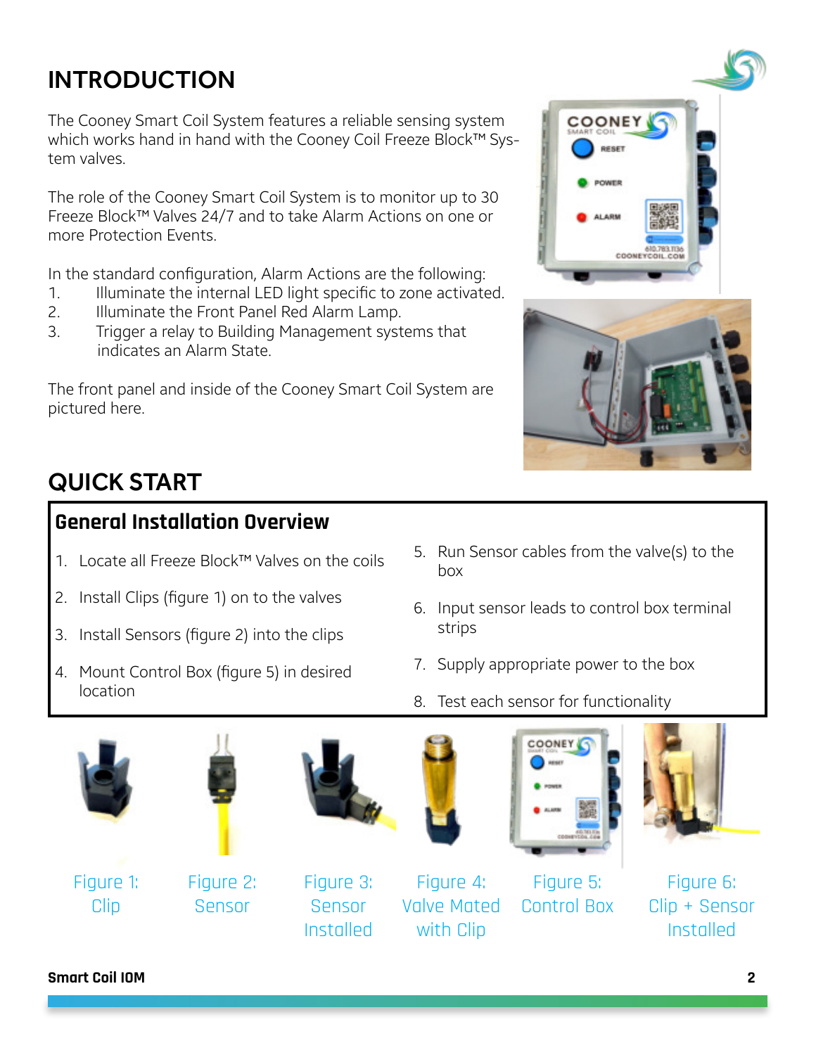# INTRODUCTION

The Cooney Smart Coil System features a reliable sensing system which works hand in hand with the Cooney Coil Freeze Block™ System valves.

The role of the Cooney Smart Coil System is to monitor up to 30 Freeze Block™ Valves 24/7 and to take Alarm Actions on one or more Protection Events.

In the standard configuration, Alarm Actions are the following:

1. Illuminate the internal LED light specific to zone activated.
2. Illuminate the Front Panel Red Alarm Lamp.
3. Trigger a relay to Building Management systems that indicates an Alarm State.

The front panel and inside of the Cooney Smart Coil System are pictured here.

# QUICK START

## General Installation Overview

1. Locate all Freeze Block™ Valves on the coils
2. Install Clips (figure 1) on to the valves
3. Install Sensors (figure 2) into the clips
4. Mount Control Box (figure 5) in desired location
5. Run Sensor cables from the valve(s) to the box
6. Input sensor leads to control box terminal strips
7. Supply appropriate power to the box
8. Test each sensor for functionality

Figure 1: Clip

Figure 2: Sensor

Figure 3: Sensor Installed

Figure 4: Valve Mated with Clip

Figure 5: Control Box

Figure 6: Clip + Sensor Installed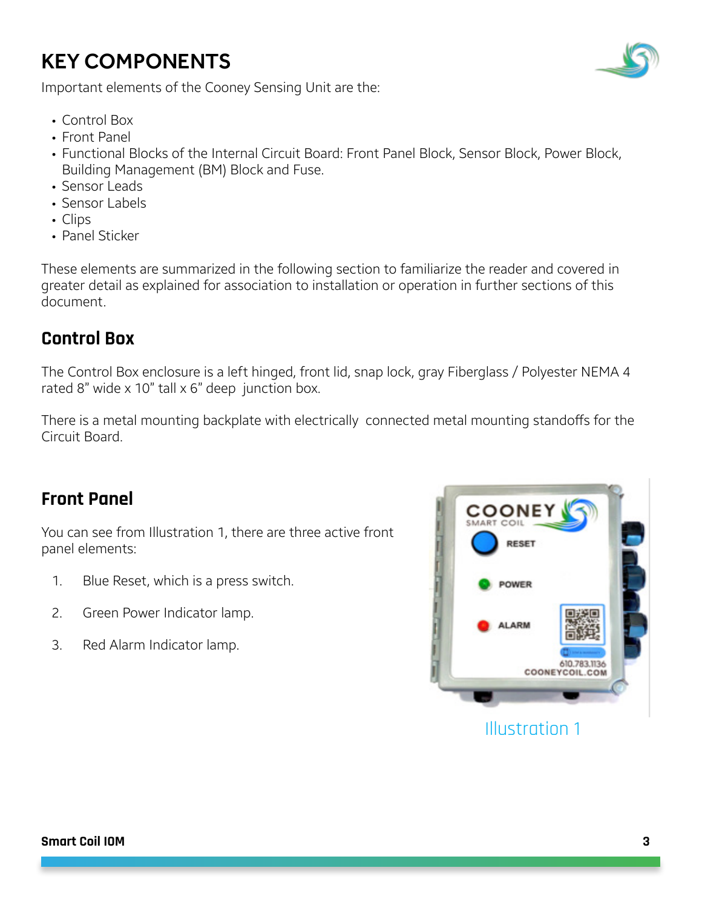# KEY COMPONENTS

Important elements of the Cooney Sensing Unit are the:

- Control Box
- Front Panel
- Functional Blocks of the Internal Circuit Board: Front Panel Block, Sensor Block, Power Block, Building Management (BM) Block and Fuse.
- Sensor Leads
- Sensor Labels
- Clips
- Panel Sticker

These elements are summarized in the following section to familiarize the reader and covered in greater detail as explained for association to installation or operation in further sections of this document.

## Control Box

The Control Box enclosure is a left hinged, front lid, snap lock, gray Fiberglass / Polyester NEMA 4 rated 8" wide x 10" tall x 6" deep junction box.

There is a metal mounting backplate with electrically connected metal mounting standoffs for the Circuit Board.

## Front Panel

You can see from Illustration 1, there are three active front panel elements:

1. Blue Reset, which is a press switch.
2. Green Power Indicator lamp.
3. Red Alarm Indicator lamp.

Illustration 1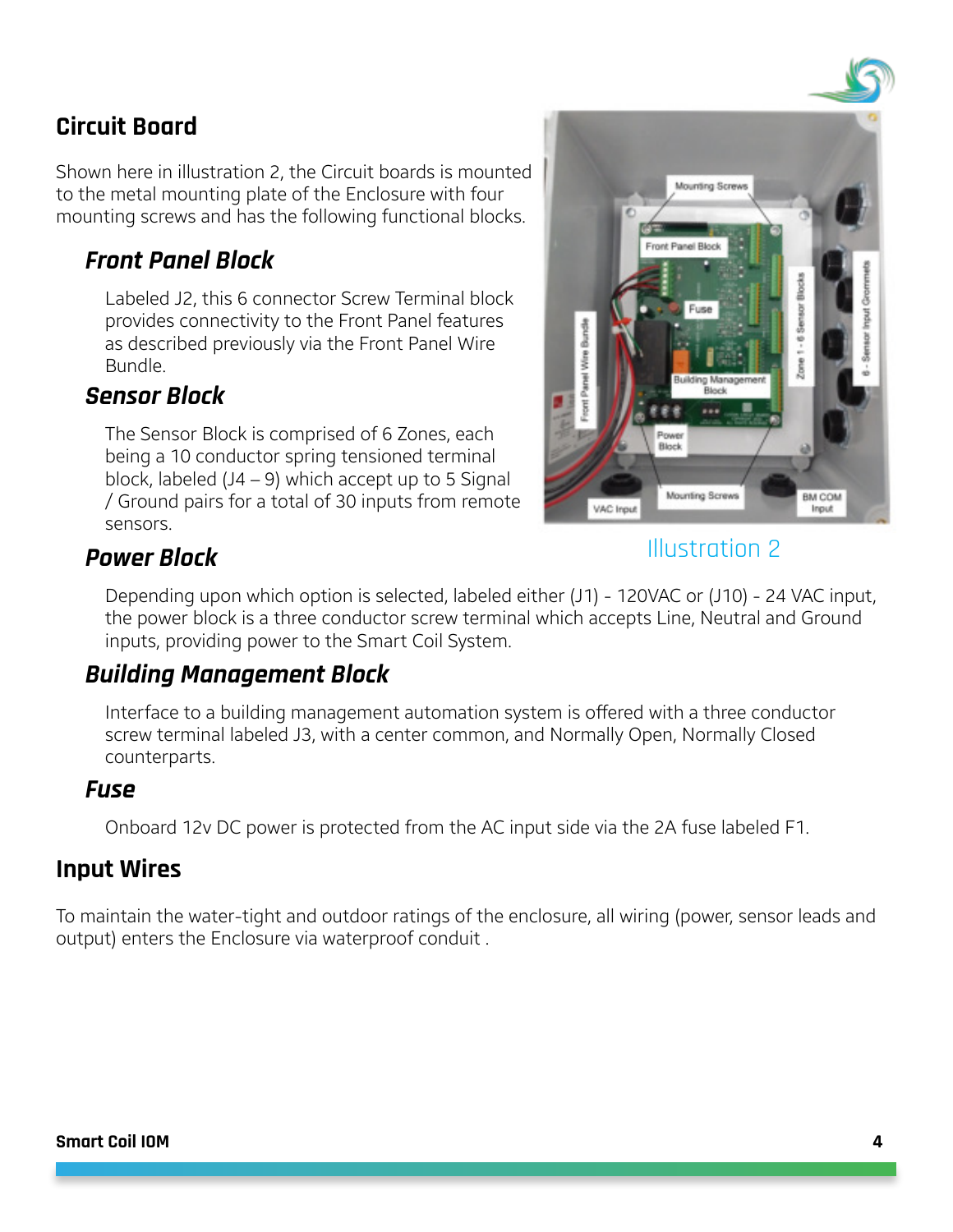## Circuit Board

Shown here in illustration 2, the Circuit boards is mounted to the metal mounting plate of the Enclosure with four mounting screws and has the following functional blocks.

### Front Panel Block

Labeled J2, this 6 connector Screw Terminal block provides connectivity to the Front Panel features as described previously via the Front Panel Wire Bundle.

### Sensor Block

The Sensor Block is comprised of 6 Zones, each being a 10 conductor spring tensioned terminal block, labeled (J4 – 9) which accept up to 5 Signal / Ground pairs for a total of 30 inputs from remote sensors.

Illustration 2

### Power Block

Depending upon which option is selected, labeled either (J1) - 120VAC or (J10) - 24 VAC input, the power block is a three conductor screw terminal which accepts Line, Neutral and Ground inputs, providing power to the Smart Coil System.

### Building Management Block

Interface to a building management automation system is offered with a three conductor screw terminal labeled J3, with a center common, and Normally Open, Normally Closed counterparts.

### Fuse

Onboard 12v DC power is protected from the AC input side via the 2A fuse labeled F1.

## Input Wires

To maintain the water-tight and outdoor ratings of the enclosure, all wiring (power, sensor leads and output) enters the Enclosure via waterproof conduit .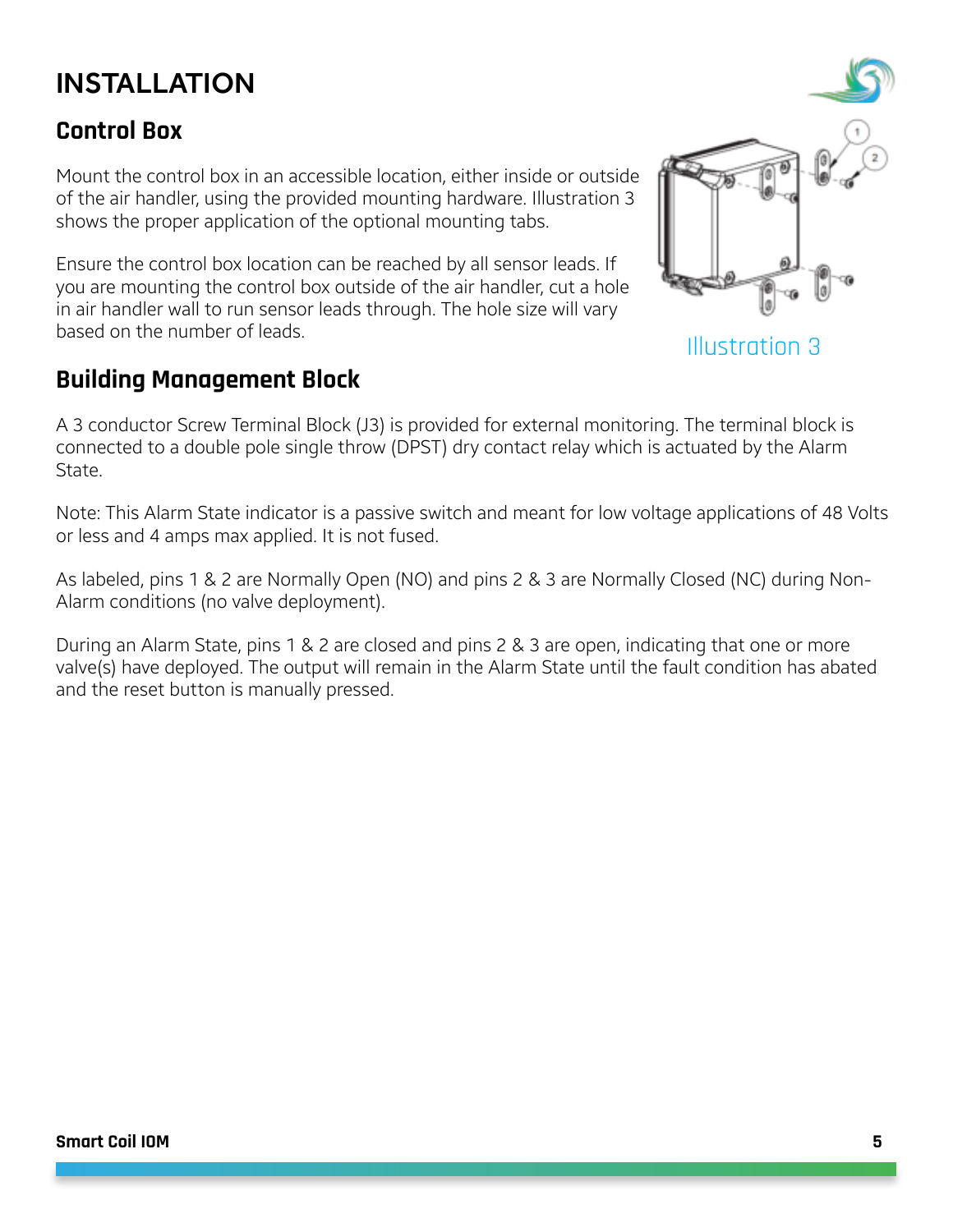# INSTALLATION

## Control Box

Mount the control box in an accessible location, either inside or outside of the air handler, using the provided mounting hardware. Illustration 3 shows the proper application of the optional mounting tabs.

Ensure the control box location can be reached by all sensor leads. If you are mounting the control box outside of the air handler, cut a hole in air handler wall to run sensor leads through. The hole size will vary based on the number of leads.

Illustration 3

## Building Management Block

A 3 conductor Screw Terminal Block (J3) is provided for external monitoring. The terminal block is connected to a double pole single throw (DPST) dry contact relay which is actuated by the Alarm State.

Note: This Alarm State indicator is a passive switch and meant for low voltage applications of 48 Volts or less and 4 amps max applied. It is not fused.

As labeled, pins 1 & 2 are Normally Open (NO) and pins 2 & 3 are Normally Closed (NC) during Non-Alarm conditions (no valve deployment).

During an Alarm State, pins 1 & 2 are closed and pins 2 & 3 are open, indicating that one or more valve(s) have deployed. The output will remain in the Alarm State until the fault condition has abated and the reset button is manually pressed.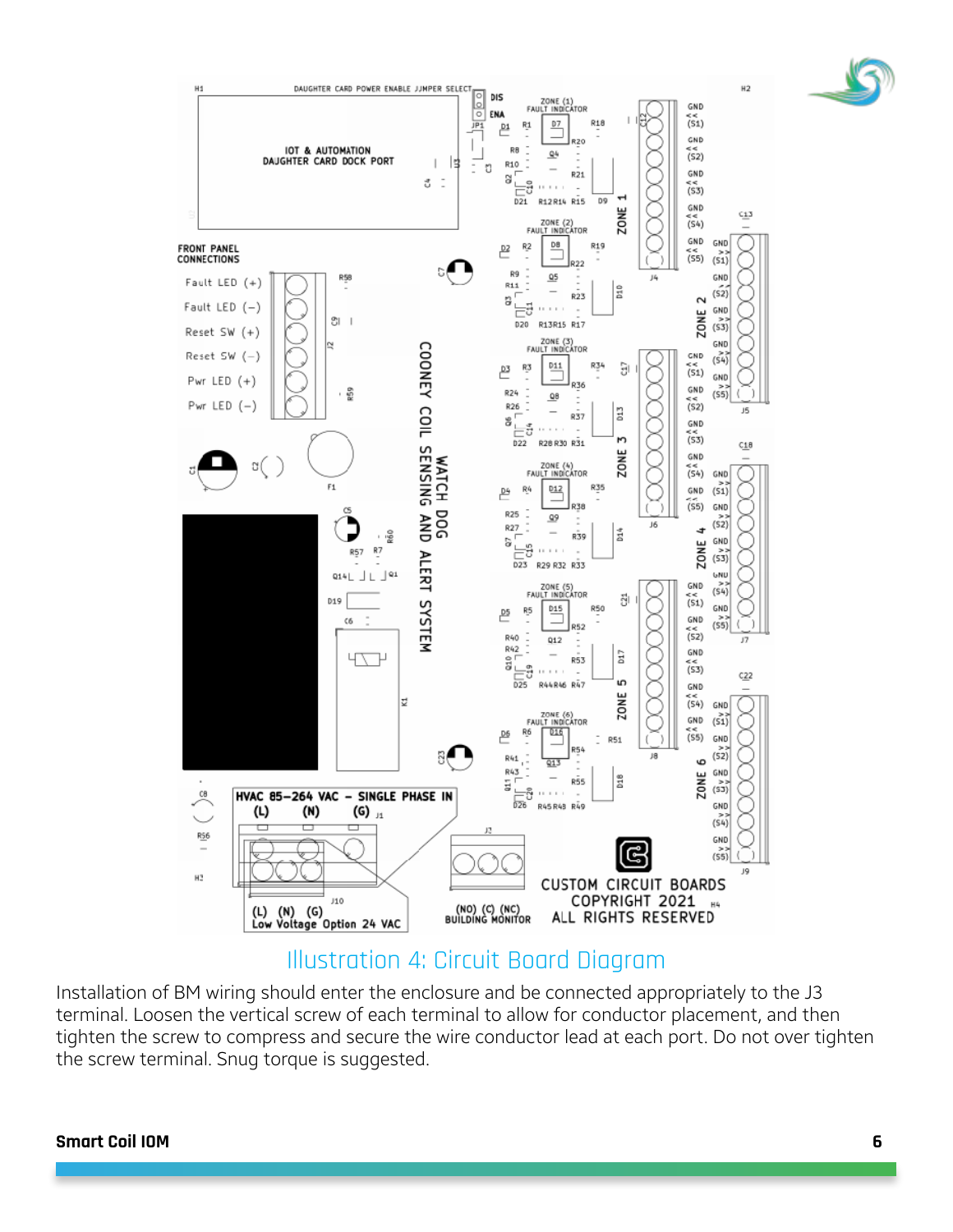Illustration 4: Circuit Board Diagram

Installation of BM wiring should enter the enclosure and be connected appropriately to the J3 terminal. Loosen the vertical screw of each terminal to allow for conductor placement, and then tighten the screw to compress and secure the wire conductor lead at each port. Do not over tighten the screw terminal. Snug torque is suggested.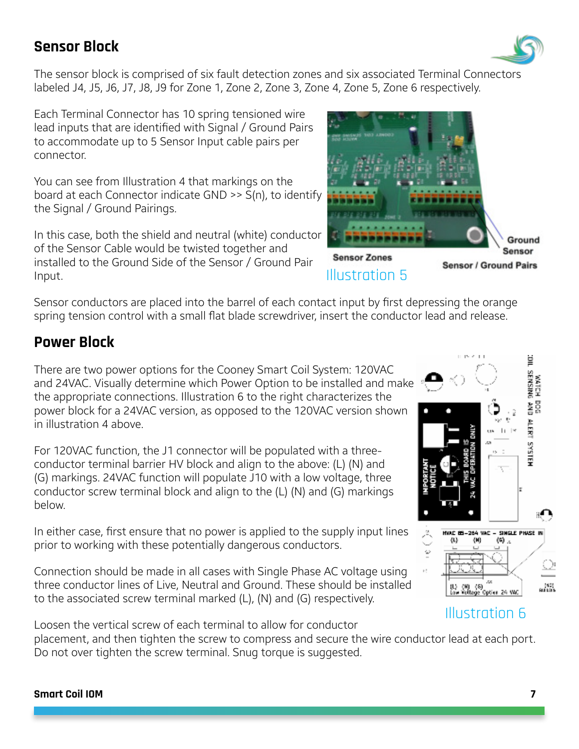## Sensor Block

The sensor block is comprised of six fault detection zones and six associated Terminal Connectors labeled J4, J5, J6, J7, J8, J9 for Zone 1, Zone 2, Zone 3, Zone 4, Zone 5, Zone 6 respectively.

Each Terminal Connector has 10 spring tensioned wire lead inputs that are identified with Signal / Ground Pairs to accommodate up to 5 Sensor Input cable pairs per connector.

You can see from Illustration 4 that markings on the board at each Connector indicate GND >> S(n), to identify the Signal / Ground Pairings.

In this case, both the shield and neutral (white) conductor of the Sensor Cable would be twisted together and installed to the Ground Side of the Sensor / Ground Pair Input.

Sensor Zones — Ground — Sensor — Sensor / Ground Pairs

Illustration 5

Sensor conductors are placed into the barrel of each contact input by first depressing the orange spring tension control with a small flat blade screwdriver, insert the conductor lead and release.

## Power Block

There are two power options for the Cooney Smart Coil System: 120VAC and 24VAC. Visually determine which Power Option to be installed and make the appropriate connections. Illustration 6 to the right characterizes the power block for a 24VAC version, as opposed to the 120VAC version shown in illustration 4 above.

For 120VAC function, the J1 connector will be populated with a three-conductor terminal barrier HV block and align to the above: (L) (N) and (G) markings. 24VAC function will populate J10 with a low voltage, three conductor screw terminal block and align to the (L) (N) and (G) markings below.

In either case, first ensure that no power is applied to the supply input lines prior to working with these potentially dangerous conductors.

Connection should be made in all cases with Single Phase AC voltage using three conductor lines of Live, Neutral and Ground. These should be installed to the associated screw terminal marked (L), (N) and (G) respectively.

Illustration 6

Loosen the vertical screw of each terminal to allow for conductor placement, and then tighten the screw to compress and secure the wire conductor lead at each port. Do not over tighten the screw terminal. Snug torque is suggested.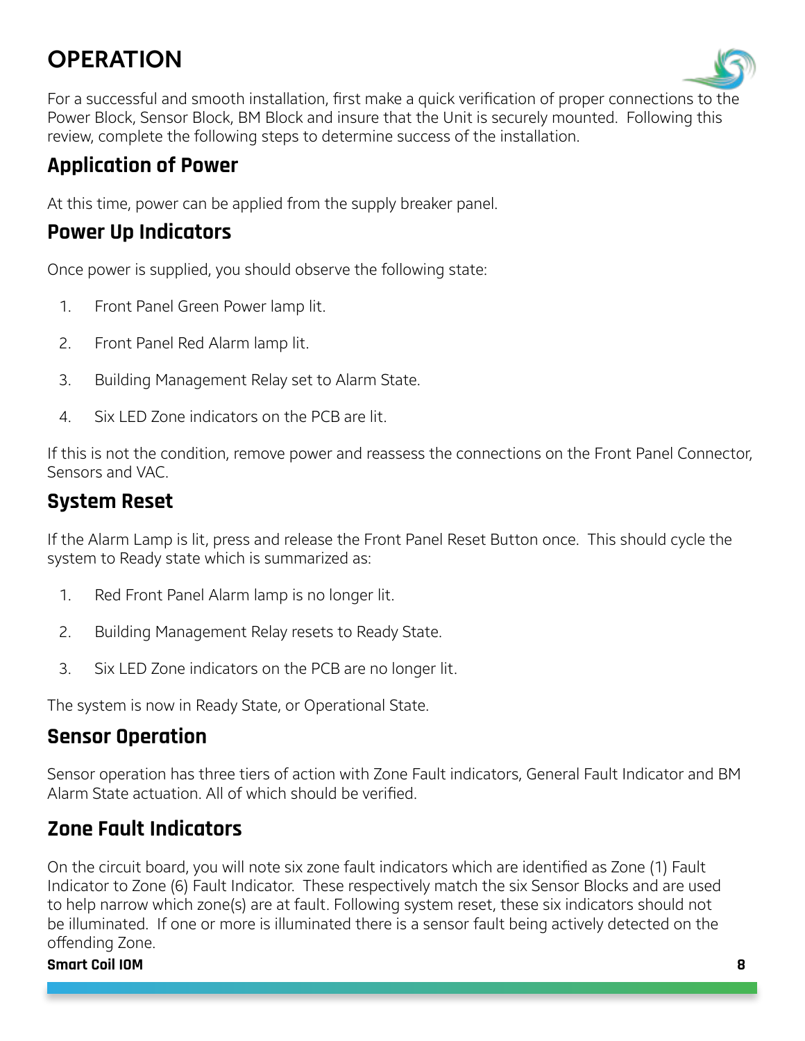# OPERATION

For a successful and smooth installation, first make a quick verification of proper connections to the Power Block, Sensor Block, BM Block and insure that the Unit is securely mounted. Following this review, complete the following steps to determine success of the installation.

## Application of Power

At this time, power can be applied from the supply breaker panel.

## Power Up Indicators

Once power is supplied, you should observe the following state:

1. Front Panel Green Power lamp lit.
2. Front Panel Red Alarm lamp lit.
3. Building Management Relay set to Alarm State.
4. Six LED Zone indicators on the PCB are lit.

If this is not the condition, remove power and reassess the connections on the Front Panel Connector, Sensors and VAC.

## System Reset

If the Alarm Lamp is lit, press and release the Front Panel Reset Button once. This should cycle the system to Ready state which is summarized as:

1. Red Front Panel Alarm lamp is no longer lit.
2. Building Management Relay resets to Ready State.
3. Six LED Zone indicators on the PCB are no longer lit.

The system is now in Ready State, or Operational State.

## Sensor Operation

Sensor operation has three tiers of action with Zone Fault indicators, General Fault Indicator and BM Alarm State actuation. All of which should be verified.

## Zone Fault Indicators

On the circuit board, you will note six zone fault indicators which are identified as Zone (1) Fault Indicator to Zone (6) Fault Indicator. These respectively match the six Sensor Blocks and are used to help narrow which zone(s) are at fault. Following system reset, these six indicators should not be illuminated. If one or more is illuminated there is a sensor fault being actively detected on the offending Zone.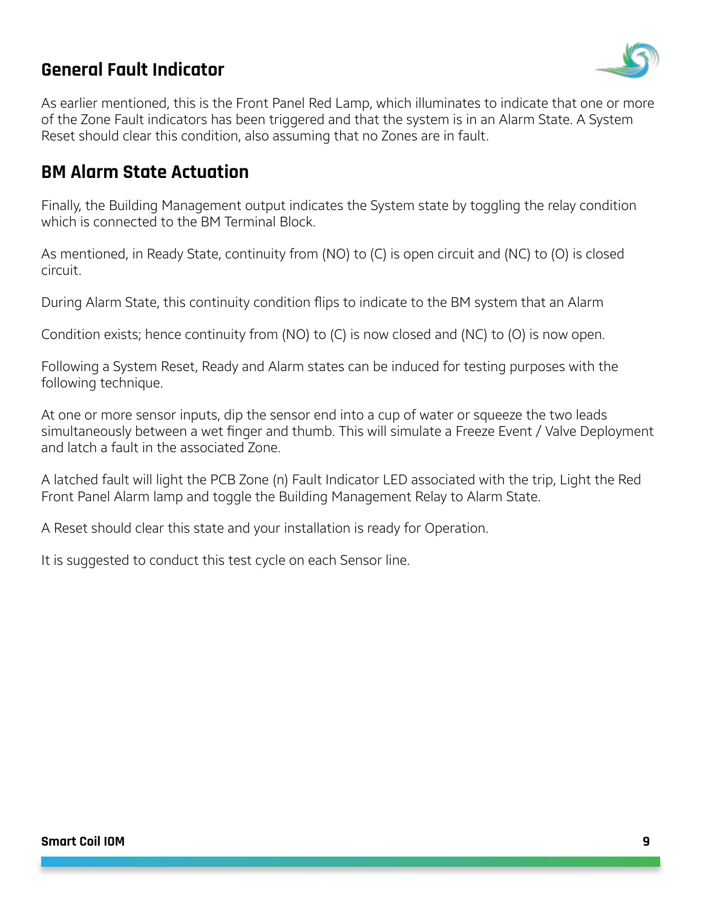## General Fault Indicator

As earlier mentioned, this is the Front Panel Red Lamp, which illuminates to indicate that one or more of the Zone Fault indicators has been triggered and that the system is in an Alarm State. A System Reset should clear this condition, also assuming that no Zones are in fault.

## BM Alarm State Actuation

Finally, the Building Management output indicates the System state by toggling the relay condition which is connected to the BM Terminal Block.

As mentioned, in Ready State, continuity from (NO) to (C) is open circuit and (NC) to (O) is closed circuit.

During Alarm State, this continuity condition flips to indicate to the BM system that an Alarm

Condition exists; hence continuity from (NO) to (C) is now closed and (NC) to (O) is now open.

Following a System Reset, Ready and Alarm states can be induced for testing purposes with the following technique.

At one or more sensor inputs, dip the sensor end into a cup of water or squeeze the two leads simultaneously between a wet finger and thumb. This will simulate a Freeze Event / Valve Deployment and latch a fault in the associated Zone.

A latched fault will light the PCB Zone (n) Fault Indicator LED associated with the trip, Light the Red Front Panel Alarm lamp and toggle the Building Management Relay to Alarm State.

A Reset should clear this state and your installation is ready for Operation.

It is suggested to conduct this test cycle on each Sensor line.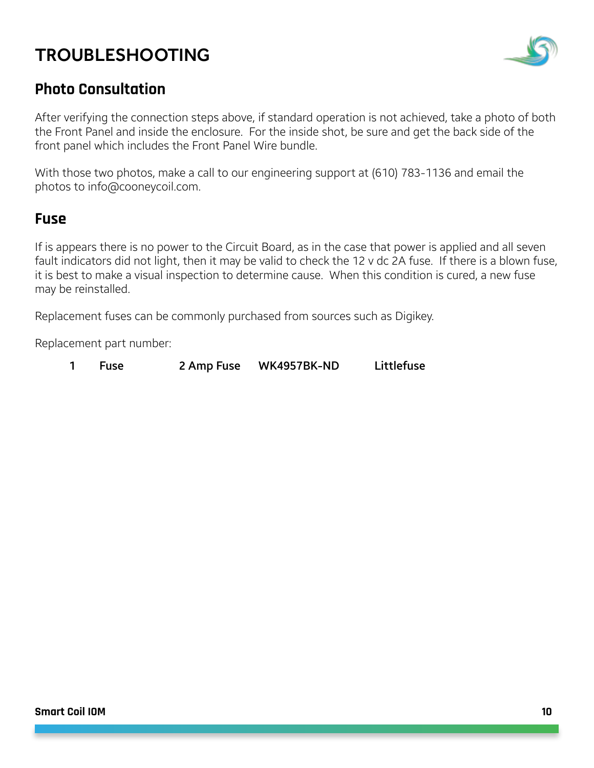# TROUBLESHOOTING

## Photo Consultation

After verifying the connection steps above, if standard operation is not achieved, take a photo of both the Front Panel and inside the enclosure. For the inside shot, be sure and get the back side of the front panel which includes the Front Panel Wire bundle.

With those two photos, make a call to our engineering support at (610) 783-1136 and email the photos to info@cooneycoil.com.

## Fuse

If is appears there is no power to the Circuit Board, as in the case that power is applied and all seven fault indicators did not light, then it may be valid to check the 12 v dc 2A fuse. If there is a blown fuse, it is best to make a visual inspection to determine cause. When this condition is cured, a new fuse may be reinstalled.

Replacement fuses can be commonly purchased from sources such as Digikey.

Replacement part number:

| | | | | |
|---|---|---|---|---|
| **1** | **Fuse** | **2 Amp Fuse** | **WK4957BK-ND** | **Littlefuse** |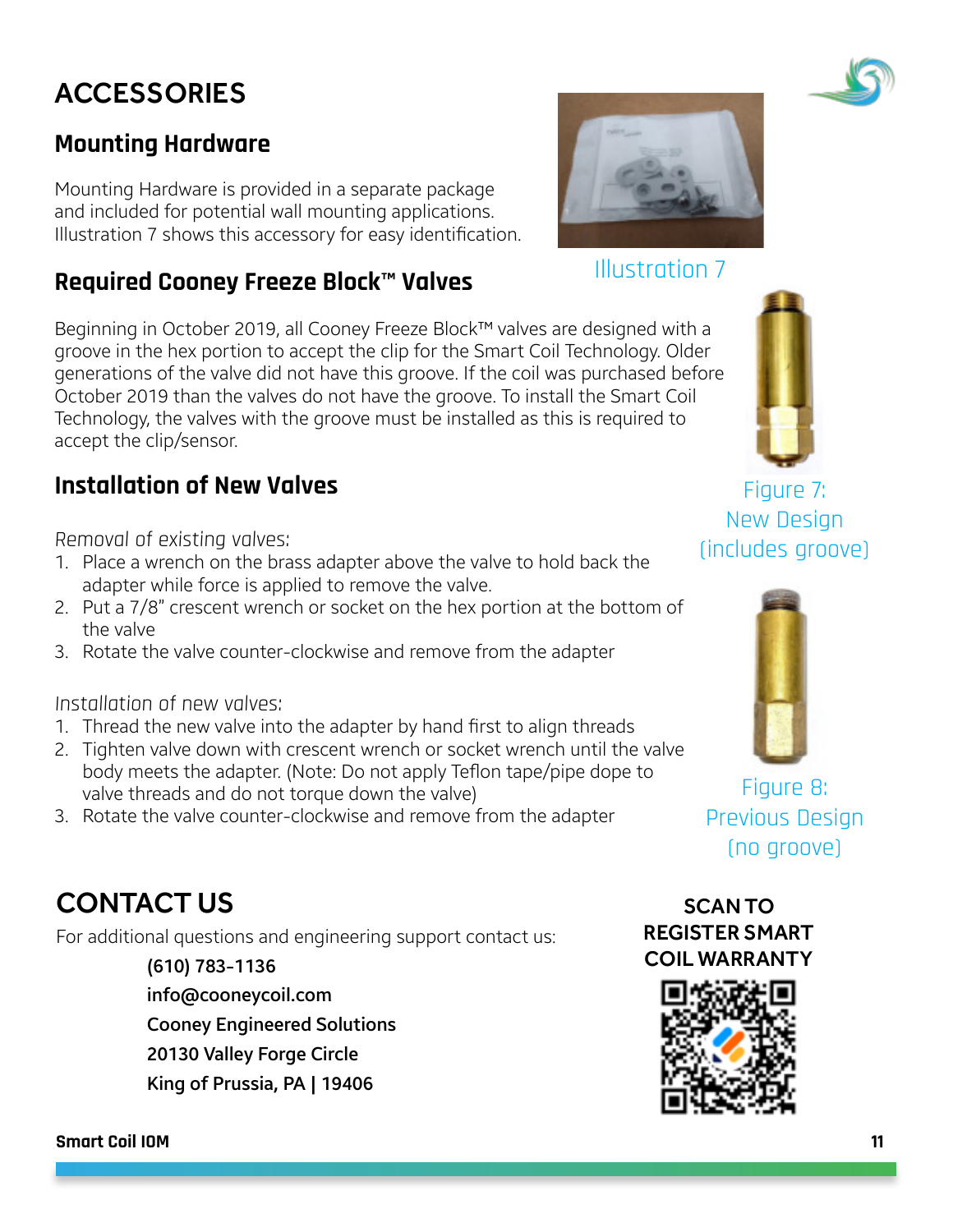# ACCESSORIES

## Mounting Hardware

Mounting Hardware is provided in a separate package and included for potential wall mounting applications. Illustration 7 shows this accessory for easy identification.

Illustration 7

## Required Cooney Freeze Block™ Valves

Beginning in October 2019, all Cooney Freeze Block™ valves are designed with a groove in the hex portion to accept the clip for the Smart Coil Technology. Older generations of the valve did not have this groove. If the coil was purchased before October 2019 than the valves do not have the groove. To install the Smart Coil Technology, the valves with the groove must be installed as this is required to accept the clip/sensor.

Figure 7: New Design (includes groove)

## Installation of New Valves

*Removal of existing valves:*

1. Place a wrench on the brass adapter above the valve to hold back the adapter while force is applied to remove the valve.
2. Put a 7/8" crescent wrench or socket on the hex portion at the bottom of the valve
3. Rotate the valve counter-clockwise and remove from the adapter

*Installation of new valves:*

1. Thread the new valve into the adapter by hand first to align threads
2. Tighten valve down with crescent wrench or socket wrench until the valve body meets the adapter. (Note: Do not apply Teflon tape/pipe dope to valve threads and do not torque down the valve)
3. Rotate the valve counter-clockwise and remove from the adapter

Figure 8: Previous Design (no groove)

# CONTACT US

For additional questions and engineering support contact us:

**(610) 783-1136**
**info@cooneycoil.com**
**Cooney Engineered Solutions**
**20130 Valley Forge Circle**
**King of Prussia, PA | 19406**

**SCAN TO REGISTER SMART COIL WARRANTY**